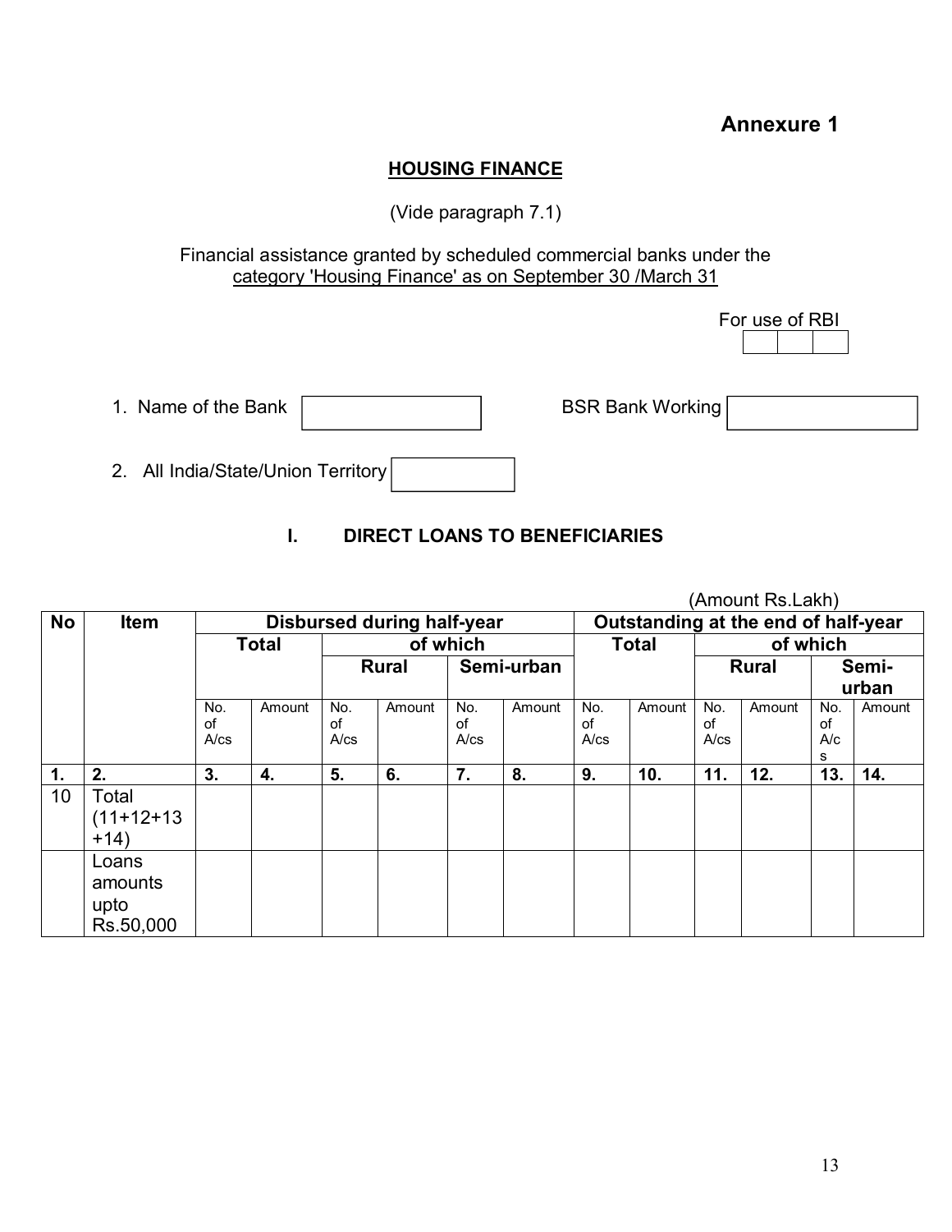**Annexure 1**

## HOUSING FINANCE

(Vide paragraph 7.1)

Financial assistance granted by scheduled commercial banks under the category 'Housing Finance' as on September 30 /March 31

For use of RBI

1. Name of the Bank BSR Bank Working

2. All India/State/Union Territory

### I. DIRECT LOANS TO BENEFICIARIES

(Amount Rs.Lakh)

| No | Item | Disbursed during half-year | | | | | | Outstanding at the end of half-year | | | | | |
|---|---|---|---|---|---|---|---|---|---|---|---|---|---|
| | | Total | | of which | | | | Total | | of which | | | |
| | | | | Rural | | Semi-urban | | | | Rural | | Semi-urban | |
| | | No. of A/cs | Amount | No. of A/cs | Amount | No. of A/cs | Amount | No. of A/cs | Amount | No. of A/cs | Amount | No. of A/cs | Amount |
| 1. | 2. | 3. | 4. | 5. | 6. | 7. | 8. | 9. | 10. | 11. | 12. | 13. | 14. |
| 10 | Total (11+12+13 +14) | | | | | | | | | | | | |
| | Loans amounts upto Rs.50,000 | | | | | | | | | | | | |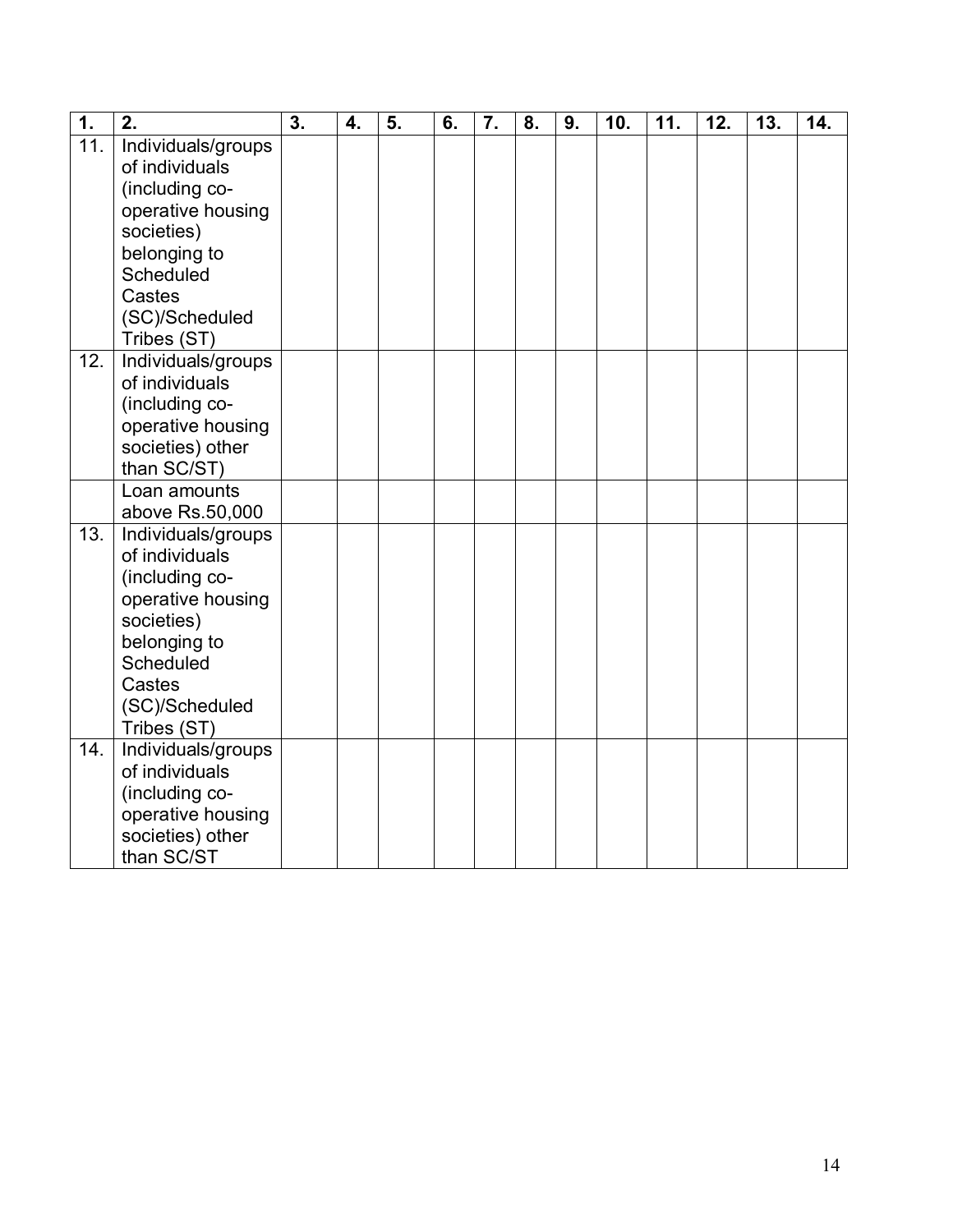| 1. | 2. | 3. | 4. | 5. | 6. | 7. | 8. | 9. | 10. | 11. | 12. | 13. | 14. |
|---|---|---|---|---|---|---|---|---|---|---|---|---|---|
| 11. | Individuals/groups of individuals (including co-operative housing societies) belonging to Scheduled Castes (SC)/Scheduled Tribes (ST) | | | | | | | | | | | | |
| 12. | Individuals/groups of individuals (including co-operative housing societies) other than SC/ST) | | | | | | | | | | | | |
| | Loan amounts above Rs.50,000 | | | | | | | | | | | | |
| 13. | Individuals/groups of individuals (including co-operative housing societies) belonging to Scheduled Castes (SC)/Scheduled Tribes (ST) | | | | | | | | | | | | |
| 14. | Individuals/groups of individuals (including co-operative housing societies) other than SC/ST | | | | | | | | | | | | |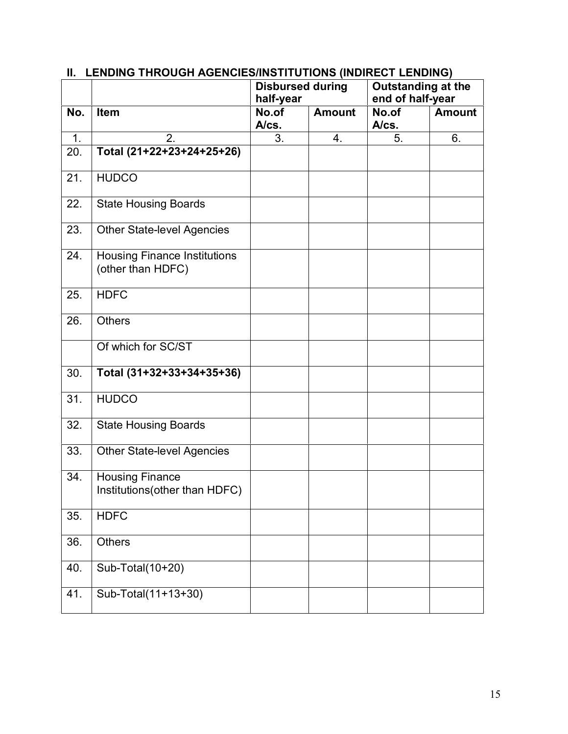## II. LENDING THROUGH AGENCIES/INSTITUTIONS (INDIRECT LENDING)

| | | **Disbursed during half-year** | | **Outstanding at the end of half-year** | |
|---|---|---|---|---|---|
| **No.** | **Item** | **No.of A/cs.** | **Amount** | **No.of A/cs.** | **Amount** |
| 1. | 2. | 3. | 4. | 5. | 6. |
| 20. | **Total (21+22+23+24+25+26)** | | | | |
| 21. | HUDCO | | | | |
| 22. | State Housing Boards | | | | |
| 23. | Other State-level Agencies | | | | |
| 24. | Housing Finance Institutions (other than HDFC) | | | | |
| 25. | HDFC | | | | |
| 26. | Others | | | | |
| | Of which for SC/ST | | | | |
| 30. | **Total (31+32+33+34+35+36)** | | | | |
| 31. | HUDCO | | | | |
| 32. | State Housing Boards | | | | |
| 33. | Other State-level Agencies | | | | |
| 34. | Housing Finance Institutions(other than HDFC) | | | | |
| 35. | HDFC | | | | |
| 36. | Others | | | | |
| 40. | Sub-Total(10+20) | | | | |
| 41. | Sub-Total(11+13+30) | | | | |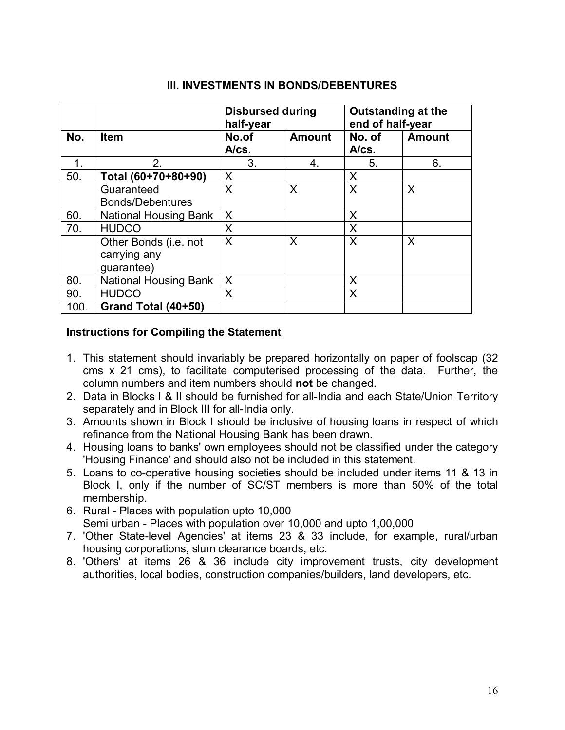### III. INVESTMENTS IN BONDS/DEBENTURES

| | | Disbursed during half-year | | Outstanding at the end of half-year | |
|---|---|---|---|---|---|
| **No.** | **Item** | **No.of A/cs.** | **Amount** | **No. of A/cs.** | **Amount** |
| 1. | 2. | 3. | 4. | 5. | 6. |
| 50. | **Total (60+70+80+90)** | X | | X | |
| | Guaranteed Bonds/Debentures | X | X | X | X |
| 60. | National Housing Bank | X | | X | |
| 70. | HUDCO | X | | X | |
| | Other Bonds (i.e. not carrying any guarantee) | X | X | X | X |
| 80. | National Housing Bank | X | | X | |
| 90. | HUDCO | X | | X | |
| 100. | **Grand Total (40+50)** | | | | |

**Instructions for Compiling the Statement**

1. This statement should invariably be prepared horizontally on paper of foolscap (32 cms x 21 cms), to facilitate computerised processing of the data. Further, the column numbers and item numbers should **not** be changed.
2. Data in Blocks I & II should be furnished for all-India and each State/Union Territory separately and in Block III for all-India only.
3. Amounts shown in Block I should be inclusive of housing loans in respect of which refinance from the National Housing Bank has been drawn.
4. Housing loans to banks' own employees should not be classified under the category 'Housing Finance' and should also not be included in this statement.
5. Loans to co-operative housing societies should be included under items 11 & 13 in Block I, only if the number of SC/ST members is more than 50% of the total membership.
6. Rural - Places with population upto 10,000
   Semi urban - Places with population over 10,000 and upto 1,00,000
7. 'Other State-level Agencies' at items 23 & 33 include, for example, rural/urban housing corporations, slum clearance boards, etc.
8. 'Others' at items 26 & 36 include city improvement trusts, city development authorities, local bodies, construction companies/builders, land developers, etc.